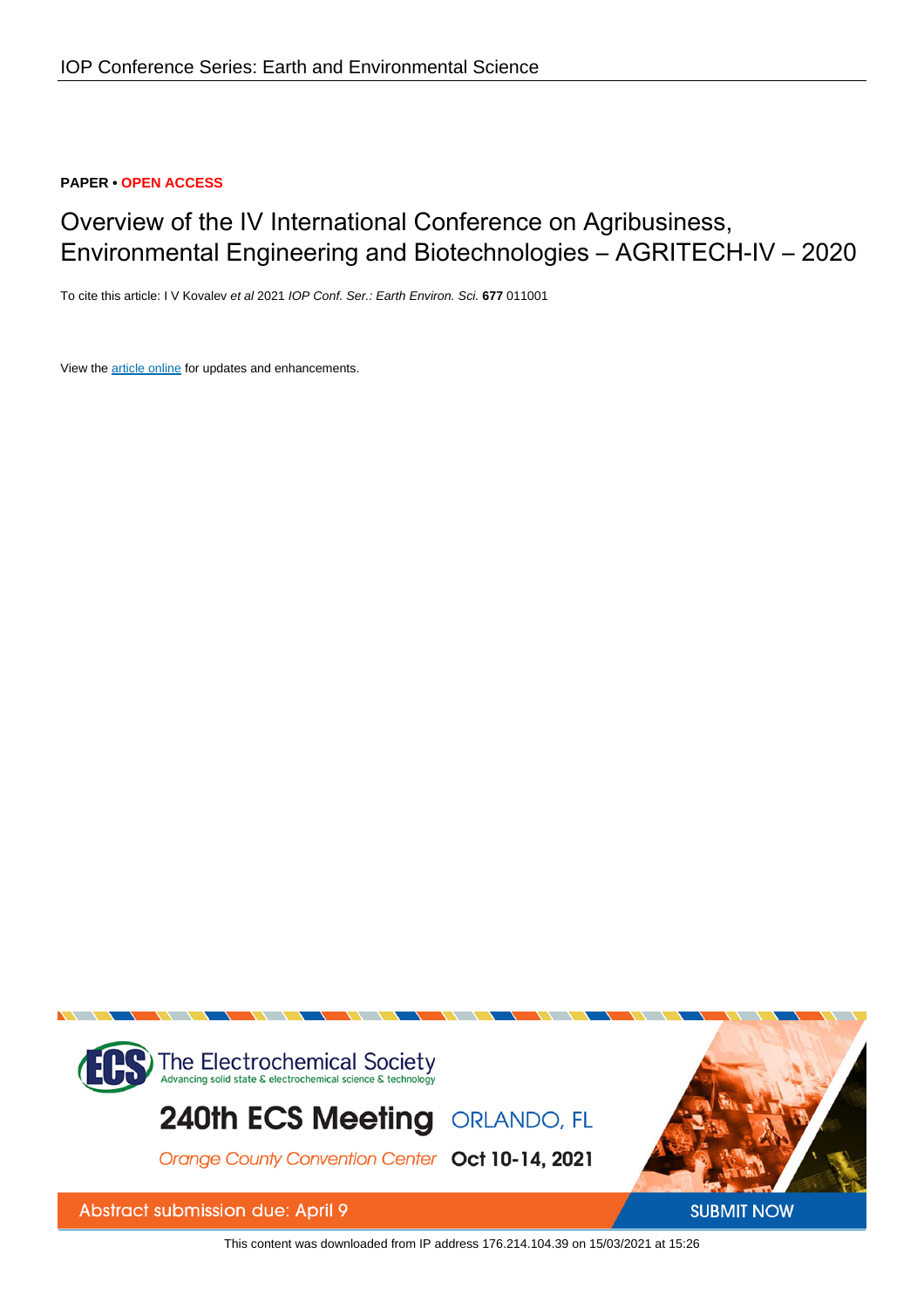IOP Conference Series: Earth and Environmental Science

**PAPER • OPEN ACCESS**

# Overview of the IV International Conference on Agribusiness, Environmental Engineering and Biotechnologies – AGRITECH-IV – 2020

To cite this article: I V Kovalev *et al* 2021 *IOP Conf. Ser.: Earth Environ. Sci.* **677** 011001

View the article online for updates and enhancements.

This content was downloaded from IP address 176.214.104.39 on 15/03/2021 at 15:26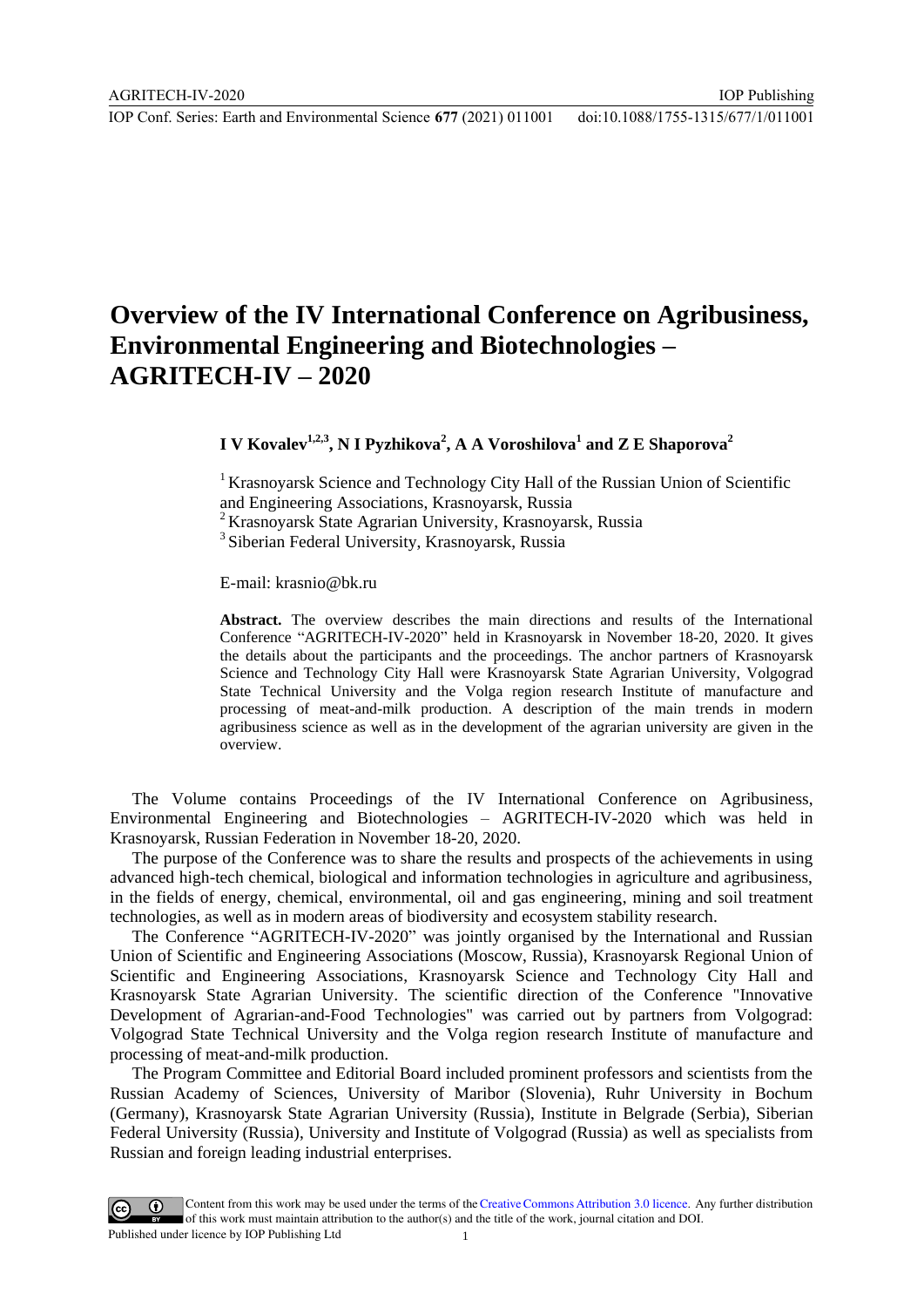# Overview of the IV International Conference on Agribusiness, Environmental Engineering and Biotechnologies – AGRITECH-IV – 2020

**I V Kovalev**[1,2,3]**, N I Pyzhikova**[2]**, A A Voroshilova**[1] **and Z E Shaporova**[2]

[1] Krasnoyarsk Science and Technology City Hall of the Russian Union of Scientific and Engineering Associations, Krasnoyarsk, Russia

[2] Krasnoyarsk State Agrarian University, Krasnoyarsk, Russia

[3] Siberian Federal University, Krasnoyarsk, Russia

E-mail: krasnio@bk.ru

**Abstract.** The overview describes the main directions and results of the International Conference "AGRITECH-IV-2020" held in Krasnoyarsk in November 18-20, 2020. It gives the details about the participants and the proceedings. The anchor partners of Krasnoyarsk Science and Technology City Hall were Krasnoyarsk State Agrarian University, Volgograd State Technical University and the Volga region research Institute of manufacture and processing of meat-and-milk production. A description of the main trends in modern agribusiness science as well as in the development of the agrarian university are given in the overview.

The Volume contains Proceedings of the IV International Conference on Agribusiness, Environmental Engineering and Biotechnologies – AGRITECH-IV-2020 which was held in Krasnoyarsk, Russian Federation in November 18-20, 2020.

The purpose of the Conference was to share the results and prospects of the achievements in using advanced high-tech chemical, biological and information technologies in agriculture and agribusiness, in the fields of energy, chemical, environmental, oil and gas engineering, mining and soil treatment technologies, as well as in modern areas of biodiversity and ecosystem stability research.

The Conference "AGRITECH-IV-2020" was jointly organised by the International and Russian Union of Scientific and Engineering Associations (Moscow, Russia), Krasnoyarsk Regional Union of Scientific and Engineering Associations, Krasnoyarsk Science and Technology City Hall and Krasnoyarsk State Agrarian University. The scientific direction of the Conference "Innovative Development of Agrarian-and-Food Technologies" was carried out by partners from Volgograd: Volgograd State Technical University and the Volga region research Institute of manufacture and processing of meat-and-milk production.

The Program Committee and Editorial Board included prominent professors and scientists from the Russian Academy of Sciences, University of Maribor (Slovenia), Ruhr University in Bochum (Germany), Krasnoyarsk State Agrarian University (Russia), Institute in Belgrade (Serbia), Siberian Federal University (Russia), University and Institute of Volgograd (Russia) as well as specialists from Russian and foreign leading industrial enterprises.

Content from this work may be used under the terms of the Creative Commons Attribution 3.0 licence. Any further distribution of this work must maintain attribution to the author(s) and the title of the work, journal citation and DOI.
Published under licence by IOP Publishing Ltd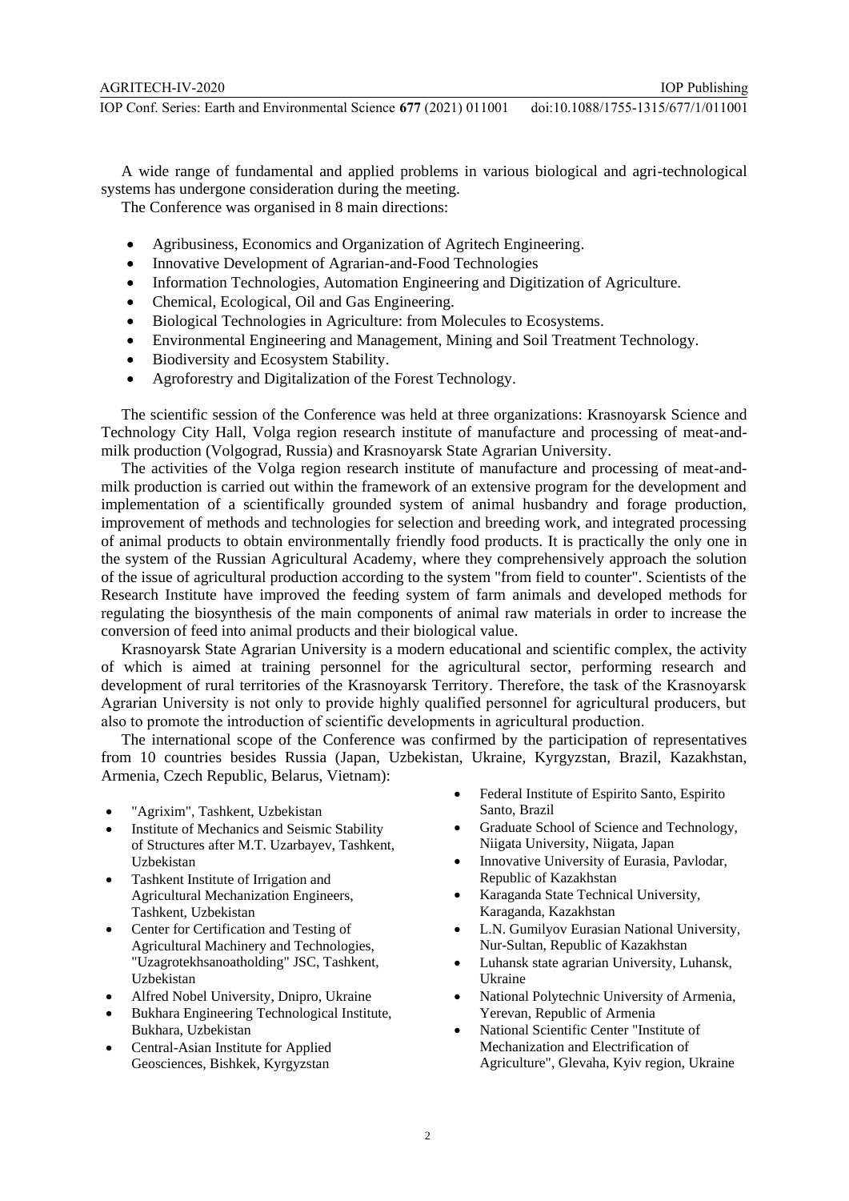A wide range of fundamental and applied problems in various biological and agri-technological systems has undergone consideration during the meeting.

The Conference was organised in 8 main directions:

- Agribusiness, Economics and Organization of Agritech Engineering.
- Innovative Development of Agrarian-and-Food Technologies
- Information Technologies, Automation Engineering and Digitization of Agriculture.
- Chemical, Ecological, Oil and Gas Engineering.
- Biological Technologies in Agriculture: from Molecules to Ecosystems.
- Environmental Engineering and Management, Mining and Soil Treatment Technology.
- Biodiversity and Ecosystem Stability.
- Agroforestry and Digitalization of the Forest Technology.

The scientific session of the Conference was held at three organizations: Krasnoyarsk Science and Technology City Hall, Volga region research institute of manufacture and processing of meat-and-milk production (Volgograd, Russia) and Krasnoyarsk State Agrarian University.

The activities of the Volga region research institute of manufacture and processing of meat-and-milk production is carried out within the framework of an extensive program for the development and implementation of a scientifically grounded system of animal husbandry and forage production, improvement of methods and technologies for selection and breeding work, and integrated processing of animal products to obtain environmentally friendly food products. It is practically the only one in the system of the Russian Agricultural Academy, where they comprehensively approach the solution of the issue of agricultural production according to the system "from field to counter". Scientists of the Research Institute have improved the feeding system of farm animals and developed methods for regulating the biosynthesis of the main components of animal raw materials in order to increase the conversion of feed into animal products and their biological value.

Krasnoyarsk State Agrarian University is a modern educational and scientific complex, the activity of which is aimed at training personnel for the agricultural sector, performing research and development of rural territories of the Krasnoyarsk Territory. Therefore, the task of the Krasnoyarsk Agrarian University is not only to provide highly qualified personnel for agricultural producers, but also to promote the introduction of scientific developments in agricultural production.

The international scope of the Conference was confirmed by the participation of representatives from 10 countries besides Russia (Japan, Uzbekistan, Ukraine, Kyrgyzstan, Brazil, Kazakhstan, Armenia, Czech Republic, Belarus, Vietnam):

- "Agrixim", Tashkent, Uzbekistan
- Institute of Mechanics and Seismic Stability of Structures after M.T. Uzarbayev, Tashkent, Uzbekistan
- Tashkent Institute of Irrigation and Agricultural Mechanization Engineers, Tashkent, Uzbekistan
- Center for Certification and Testing of Agricultural Machinery and Technologies, "Uzagrotekhsanoatholding" JSC, Tashkent, Uzbekistan
- Alfred Nobel University, Dnipro, Ukraine
- Bukhara Engineering Technological Institute, Bukhara, Uzbekistan
- Central-Asian Institute for Applied Geosciences, Bishkek, Kyrgyzstan
- Federal Institute of Espirito Santo, Espirito Santo, Brazil
- Graduate School of Science and Technology, Niigata University, Niigata, Japan
- Innovative University of Eurasia, Pavlodar, Republic of Kazakhstan
- Karaganda State Technical University, Karaganda, Kazakhstan
- L.N. Gumilyov Eurasian National University, Nur-Sultan, Republic of Kazakhstan
- Luhansk state agrarian University, Luhansk, Ukraine
- National Polytechnic University of Armenia, Yerevan, Republic of Armenia
- National Scientific Center "Institute of Mechanization and Electrification of Agriculture", Glevaha, Kyiv region, Ukraine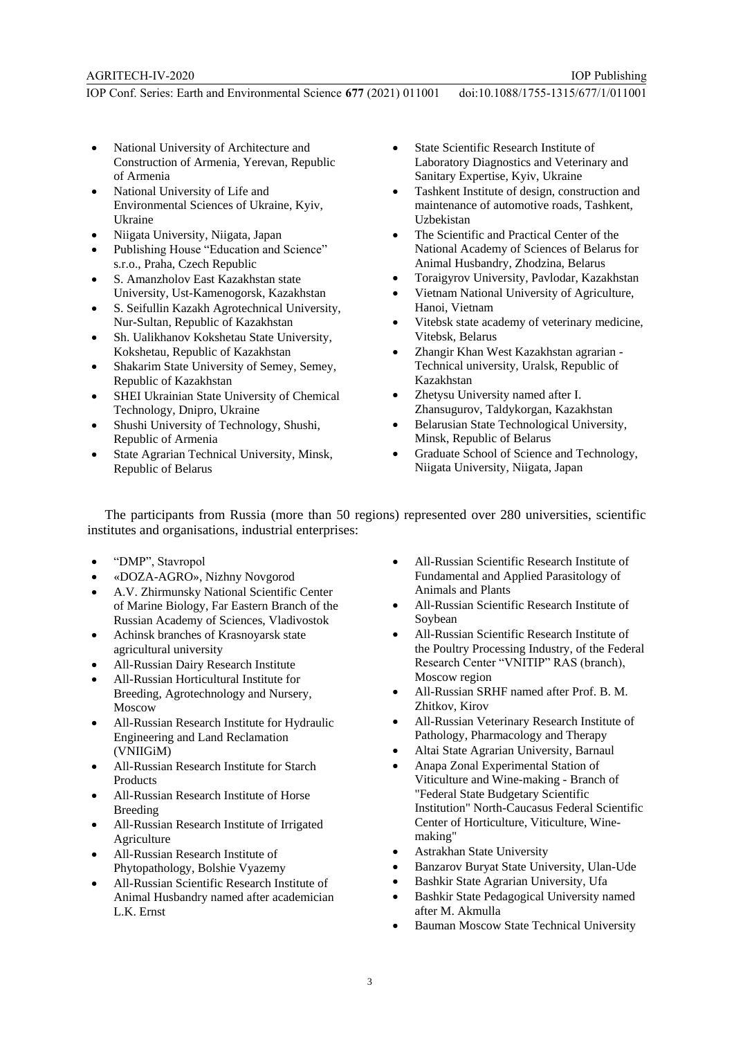- National University of Architecture and Construction of Armenia, Yerevan, Republic of Armenia
- National University of Life and Environmental Sciences of Ukraine, Kyiv, Ukraine
- Niigata University, Niigata, Japan
- Publishing House "Education and Science" s.r.o., Praha, Czech Republic
- S. Amanzholov East Kazakhstan state University, Ust-Kamenogorsk, Kazakhstan
- S. Seifullin Kazakh Agrotechnical University, Nur-Sultan, Republic of Kazakhstan
- Sh. Ualikhanov Kokshetau State University, Kokshetau, Republic of Kazakhstan
- Shakarim State University of Semey, Semey, Republic of Kazakhstan
- SHEI Ukrainian State University of Chemical Technology, Dnipro, Ukraine
- Shushi University of Technology, Shushi, Republic of Armenia
- State Agrarian Technical University, Minsk, Republic of Belarus
- State Scientific Research Institute of Laboratory Diagnostics and Veterinary and Sanitary Expertise, Kyiv, Ukraine
- Tashkent Institute of design, construction and maintenance of automotive roads, Tashkent, Uzbekistan
- The Scientific and Practical Center of the National Academy of Sciences of Belarus for Animal Husbandry, Zhodzina, Belarus
- Toraigyrov University, Pavlodar, Kazakhstan
- Vietnam National University of Agriculture, Hanoi, Vietnam
- Vitebsk state academy of veterinary medicine, Vitebsk, Belarus
- Zhangir Khan West Kazakhstan agrarian - Technical university, Uralsk, Republic of Kazakhstan
- Zhetysu University named after I. Zhansugurov, Taldykorgan, Kazakhstan
- Belarusian State Technological University, Minsk, Republic of Belarus
- Graduate School of Science and Technology, Niigata University, Niigata, Japan

The participants from Russia (more than 50 regions) represented over 280 universities, scientific institutes and organisations, industrial enterprises:

- "DMP", Stavropol
- «DOZA-AGRO», Nizhny Novgorod
- A.V. Zhirmunsky National Scientific Center of Marine Biology, Far Eastern Branch of the Russian Academy of Sciences, Vladivostok
- Achinsk branches of Krasnoyarsk state agricultural university
- All-Russian Dairy Research Institute
- All-Russian Horticultural Institute for Breeding, Agrotechnology and Nursery, Moscow
- All-Russian Research Institute for Hydraulic Engineering and Land Reclamation (VNIIGiM)
- All-Russian Research Institute for Starch Products
- All-Russian Research Institute of Horse Breeding
- All-Russian Research Institute of Irrigated Agriculture
- All-Russian Research Institute of Phytopathology, Bolshie Vyazemy
- All-Russian Scientific Research Institute of Animal Husbandry named after academician L.K. Ernst
- All-Russian Scientific Research Institute of Fundamental and Applied Parasitology of Animals and Plants
- All-Russian Scientific Research Institute of Soybean
- All-Russian Scientific Research Institute of the Poultry Processing Industry, of the Federal Research Center "VNITIP" RAS (branch), Moscow region
- All-Russian SRHF named after Prof. B. M. Zhitkov, Kirov
- All-Russian Veterinary Research Institute of Pathology, Pharmacology and Therapy
- Altai State Agrarian University, Barnaul
- Anapa Zonal Experimental Station of Viticulture and Wine-making - Branch of "Federal State Budgetary Scientific Institution" North-Caucasus Federal Scientific Center of Horticulture, Viticulture, Wine-making"
- Astrakhan State University
- Banzarov Buryat State University, Ulan-Ude
- Bashkir State Agrarian University, Ufa
- Bashkir State Pedagogical University named after M. Akmulla
- Bauman Moscow State Technical University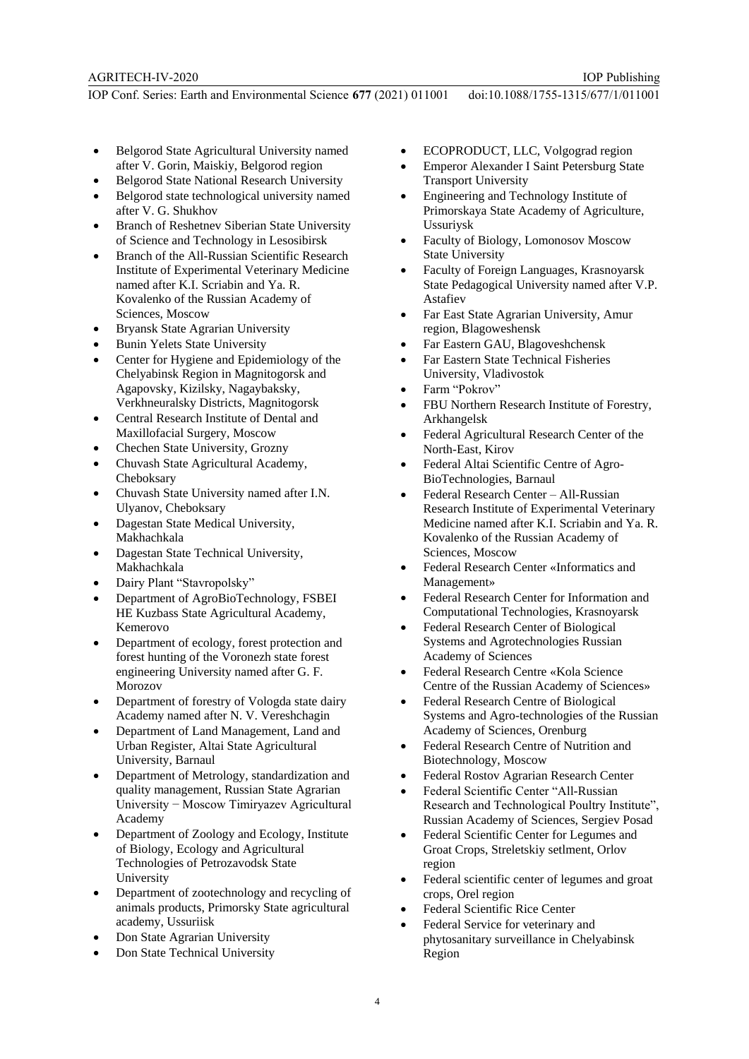- Belgorod State Agricultural University named after V. Gorin, Maiskiy, Belgorod region
- Belgorod State National Research University
- Belgorod state technological university named after V. G. Shukhov
- Branch of Reshetnev Siberian State University of Science and Technology in Lesosibirsk
- Branch of the All-Russian Scientific Research Institute of Experimental Veterinary Medicine named after K.I. Scriabin and Ya. R. Kovalenko of the Russian Academy of Sciences, Moscow
- Bryansk State Agrarian University
- Bunin Yelets State University
- Center for Hygiene and Epidemiology of the Chelyabinsk Region in Magnitogorsk and Agapovsky, Kizilsky, Nagaybaksky, Verkhneuralsky Districts, Magnitogorsk
- Central Research Institute of Dental and Maxillofacial Surgery, Moscow
- Chechen State University, Grozny
- Chuvash State Agricultural Academy, Cheboksary
- Chuvash State University named after I.N. Ulyanov, Cheboksary
- Dagestan State Medical University, Makhachkala
- Dagestan State Technical University, Makhachkala
- Dairy Plant "Stavropolsky"
- Department of AgroBioTechnology, FSBEI HE Kuzbass State Agricultural Academy, Kemerovo
- Department of ecology, forest protection and forest hunting of the Voronezh state forest engineering University named after G. F. Morozov
- Department of forestry of Vologda state dairy Academy named after N. V. Vereshchagin
- Department of Land Management, Land and Urban Register, Altai State Agricultural University, Barnaul
- Department of Metrology, standardization and quality management, Russian State Agrarian University − Moscow Timiryazev Agricultural Academy
- Department of Zoology and Ecology, Institute of Biology, Ecology and Agricultural Technologies of Petrozavodsk State University
- Department of zootechnology and recycling of animals products, Primorsky State agricultural academy, Ussuriisk
- Don State Agrarian University
- Don State Technical University
- ECOPRODUCT, LLC, Volgograd region
- Emperor Alexander I Saint Petersburg State Transport University
- Engineering and Technology Institute of Primorskaya State Academy of Agriculture, Ussuriysk
- Faculty of Biology, Lomonosov Moscow State University
- Faculty of Foreign Languages, Krasnoyarsk State Pedagogical University named after V.P. Astafiev
- Far East State Agrarian University, Amur region, Blagoweshensk
- Far Eastern GAU, Blagoveshchensk
- Far Eastern State Technical Fisheries University, Vladivostok
- Farm "Pokrov"
- FBU Northern Research Institute of Forestry, Arkhangelsk
- Federal Agricultural Research Center of the North-East, Kirov
- Federal Altai Scientific Centre of Agro-BioTechnologies, Barnaul
- Federal Research Center – All-Russian Research Institute of Experimental Veterinary Medicine named after K.I. Scriabin and Ya. R. Kovalenko of the Russian Academy of Sciences, Moscow
- Federal Research Center «Informatics and Management»
- Federal Research Center for Information and Computational Technologies, Krasnoyarsk
- Federal Research Center of Biological Systems and Agrotechnologies Russian Academy of Sciences
- Federal Research Centre «Kola Science Centre of the Russian Academy of Sciences»
- Federal Research Centre of Biological Systems and Agro-technologies of the Russian Academy of Sciences, Orenburg
- Federal Research Centre of Nutrition and Biotechnology, Moscow
- Federal Rostov Agrarian Research Center
- Federal Scientific Center "All-Russian Research and Technological Poultry Institute", Russian Academy of Sciences, Sergiev Posad
- Federal Scientific Center for Legumes and Groat Crops, Streletskiy setlment, Orlov region
- Federal scientific center of legumes and groat crops, Orel region
- Federal Scientific Rice Center
- Federal Service for veterinary and phytosanitary surveillance in Chelyabinsk Region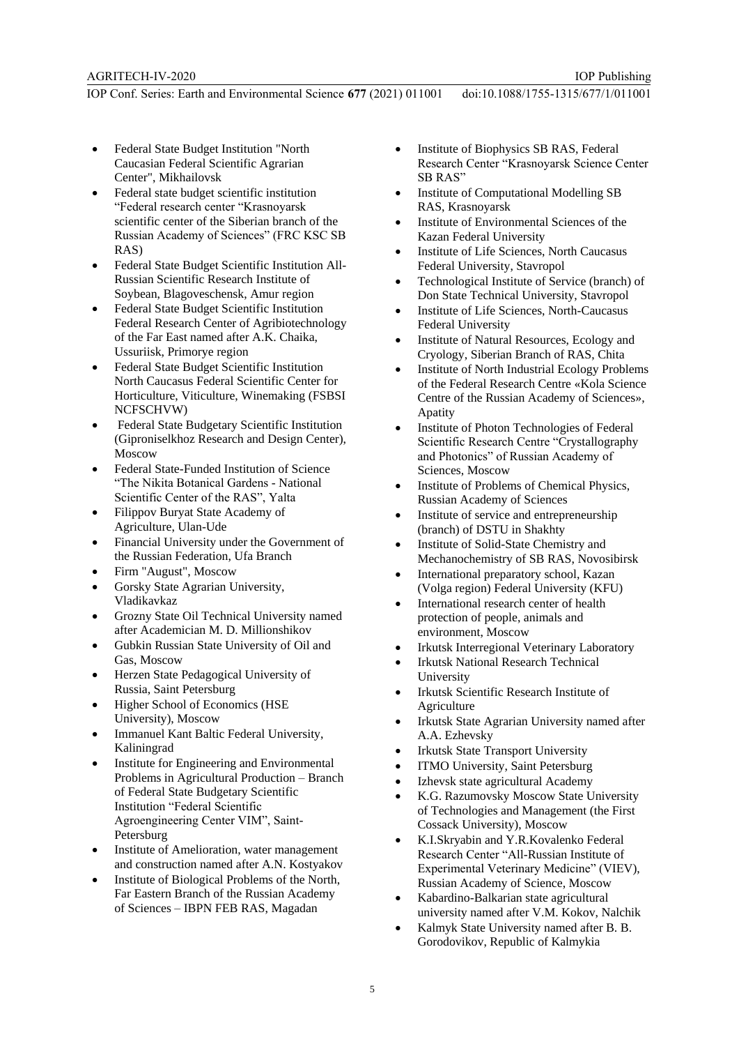- Federal State Budget Institution "North Caucasian Federal Scientific Agrarian Center", Mikhailovsk
- Federal state budget scientific institution “Federal research center “Krasnoyarsk scientific center of the Siberian branch of the Russian Academy of Sciences” (FRC KSC SB RAS)
- Federal State Budget Scientific Institution All-Russian Scientific Research Institute of Soybean, Blagoveschensk, Amur region
- Federal State Budget Scientific Institution Federal Research Center of Agribiotechnology of the Far East named after A.K. Chaika, Ussuriisk, Primorye region
- Federal State Budget Scientific Institution North Caucasus Federal Scientific Center for Horticulture, Viticulture, Winemaking (FSBSI NCFSCHVW)
- Federal State Budgetary Scientific Institution (Giproniselkhoz Research and Design Center), Moscow
- Federal State-Funded Institution of Science “The Nikita Botanical Gardens - National Scientific Center of the RAS”, Yalta
- Filippov Buryat State Academy of Agriculture, Ulan-Ude
- Financial University under the Government of the Russian Federation, Ufa Branch
- Firm "August", Moscow
- Gorsky State Agrarian University, Vladikavkaz
- Grozny State Oil Technical University named after Academician M. D. Millionshikov
- Gubkin Russian State University of Oil and Gas, Moscow
- Herzen State Pedagogical University of Russia, Saint Petersburg
- Higher School of Economics (HSE University), Moscow
- Immanuel Kant Baltic Federal University, Kaliningrad
- Institute for Engineering and Environmental Problems in Agricultural Production – Branch of Federal State Budgetary Scientific Institution “Federal Scientific Agroengineering Center VIM”, Saint-Petersburg
- Institute of Amelioration, water management and construction named after A.N. Kostyakov
- Institute of Biological Problems of the North, Far Eastern Branch of the Russian Academy of Sciences – IBPN FEB RAS, Magadan
- Institute of Biophysics SB RAS, Federal Research Center “Krasnoyarsk Science Center SB RAS”
- Institute of Computational Modelling SB RAS, Krasnoyarsk
- Institute of Environmental Sciences of the Kazan Federal University
- Institute of Life Sciences, North Caucasus Federal University, Stavropol
- Technological Institute of Service (branch) of Don State Technical University, Stavropol
- Institute of Life Sciences, North-Caucasus Federal University
- Institute of Natural Resources, Ecology and Cryology, Siberian Branch of RAS, Chita
- Institute of North Industrial Ecology Problems of the Federal Research Centre «Kola Science Centre of the Russian Academy of Sciences», Apatity
- Institute of Photon Technologies of Federal Scientific Research Centre “Crystallography and Photonics” of Russian Academy of Sciences, Moscow
- Institute of Problems of Chemical Physics, Russian Academy of Sciences
- Institute of service and entrepreneurship (branch) of DSTU in Shakhty
- Institute of Solid-State Chemistry and Mechanochemistry of SB RAS, Novosibirsk
- International preparatory school, Kazan (Volga region) Federal University (KFU)
- International research center of health protection of people, animals and environment, Moscow
- Irkutsk Interregional Veterinary Laboratory
- Irkutsk National Research Technical University
- Irkutsk Scientific Research Institute of Agriculture
- Irkutsk State Agrarian University named after A.A. Ezhevsky
- Irkutsk State Transport University
- ITMO University, Saint Petersburg
- Izhevsk state agricultural Academy
- K.G. Razumovsky Moscow State University of Technologies and Management (the First Cossack University), Moscow
- K.I.Skryabin and Y.R.Kovalenko Federal Research Center “All-Russian Institute of Experimental Veterinary Medicine” (VIEV), Russian Academy of Science, Moscow
- Kabardino-Balkarian state agricultural university named after V.M. Kokov, Nalchik
- Kalmyk State University named after B. B. Gorodovikov, Republic of Kalmykia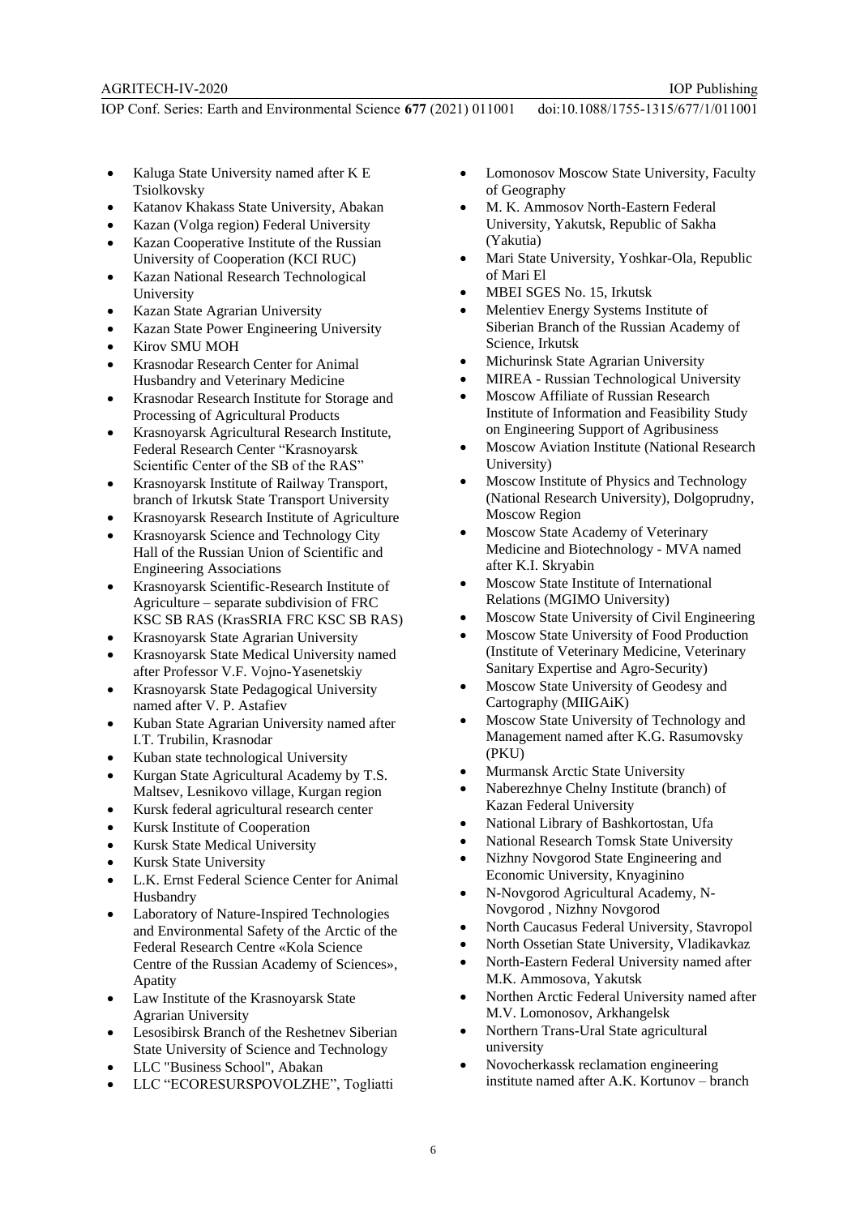- Kaluga State University named after K E Tsiolkovsky
- Katanov Khakass State University, Abakan
- Kazan (Volga region) Federal University
- Kazan Cooperative Institute of the Russian University of Cooperation (KCI RUC)
- Kazan National Research Technological University
- Kazan State Agrarian University
- Kazan State Power Engineering University
- Kirov SMU MOH
- Krasnodar Research Center for Animal Husbandry and Veterinary Medicine
- Krasnodar Research Institute for Storage and Processing of Agricultural Products
- Krasnoyarsk Agricultural Research Institute, Federal Research Center "Krasnoyarsk Scientific Center of the SB of the RAS"
- Krasnoyarsk Institute of Railway Transport, branch of Irkutsk State Transport University
- Krasnoyarsk Research Institute of Agriculture
- Krasnoyarsk Science and Technology City Hall of the Russian Union of Scientific and Engineering Associations
- Krasnoyarsk Scientific-Research Institute of Agriculture – separate subdivision of FRC KSC SB RAS (KrasSRIA FRC KSC SB RAS)
- Krasnoyarsk State Agrarian University
- Krasnoyarsk State Medical University named after Professor V.F. Vojno-Yasenetskiy
- Krasnoyarsk State Pedagogical University named after V. P. Astafiev
- Kuban State Agrarian University named after I.T. Trubilin, Krasnodar
- Kuban state technological University
- Kurgan State Agricultural Academy by T.S. Maltsev, Lesnikovo village, Kurgan region
- Kursk federal agricultural research center
- Kursk Institute of Cooperation
- Kursk State Medical University
- Kursk State University
- L.K. Ernst Federal Science Center for Animal Husbandry
- Laboratory of Nature-Inspired Technologies and Environmental Safety of the Arctic of the Federal Research Centre «Kola Science Centre of the Russian Academy of Sciences», Apatity
- Law Institute of the Krasnoyarsk State Agrarian University
- Lesosibirsk Branch of the Reshetnev Siberian State University of Science and Technology
- LLC "Business School", Abakan
- LLC "ECORESURSPOVOLZHE", Togliatti
- Lomonosov Moscow State University, Faculty of Geography
- M. K. Ammosov North-Eastern Federal University, Yakutsk, Republic of Sakha (Yakutia)
- Mari State University, Yoshkar-Ola, Republic of Mari El
- MBEI SGES No. 15, Irkutsk
- Melentiev Energy Systems Institute of Siberian Branch of the Russian Academy of Science, Irkutsk
- Michurinsk State Agrarian University
- MIREA - Russian Technological University
- Moscow Affiliate of Russian Research Institute of Information and Feasibility Study on Engineering Support of Agribusiness
- Moscow Aviation Institute (National Research University)
- Moscow Institute of Physics and Technology (National Research University), Dolgoprudny, Moscow Region
- Moscow State Academy of Veterinary Medicine and Biotechnology - MVA named after K.I. Skryabin
- Moscow State Institute of International Relations (MGIMO University)
- Moscow State University of Civil Engineering
- Moscow State University of Food Production (Institute of Veterinary Medicine, Veterinary Sanitary Expertise and Agro-Security)
- Moscow State University of Geodesy and Cartography (MIIGAiK)
- Moscow State University of Technology and Management named after K.G. Rasumovsky (PKU)
- Murmansk Arctic State University
- Naberezhnye Chelny Institute (branch) of Kazan Federal University
- National Library of Bashkortostan, Ufa
- National Research Tomsk State University
- Nizhny Novgorod State Engineering and Economic University, Knyaginino
- N-Novgorod Agricultural Academy, N-Novgorod , Nizhny Novgorod
- North Caucasus Federal University, Stavropol
- North Ossetian State University, Vladikavkaz
- North-Eastern Federal University named after M.K. Ammosova, Yakutsk
- Northen Arctic Federal University named after M.V. Lomonosov, Arkhangelsk
- Northern Trans-Ural State agricultural university
- Novocherkassk reclamation engineering institute named after A.K. Kortunov – branch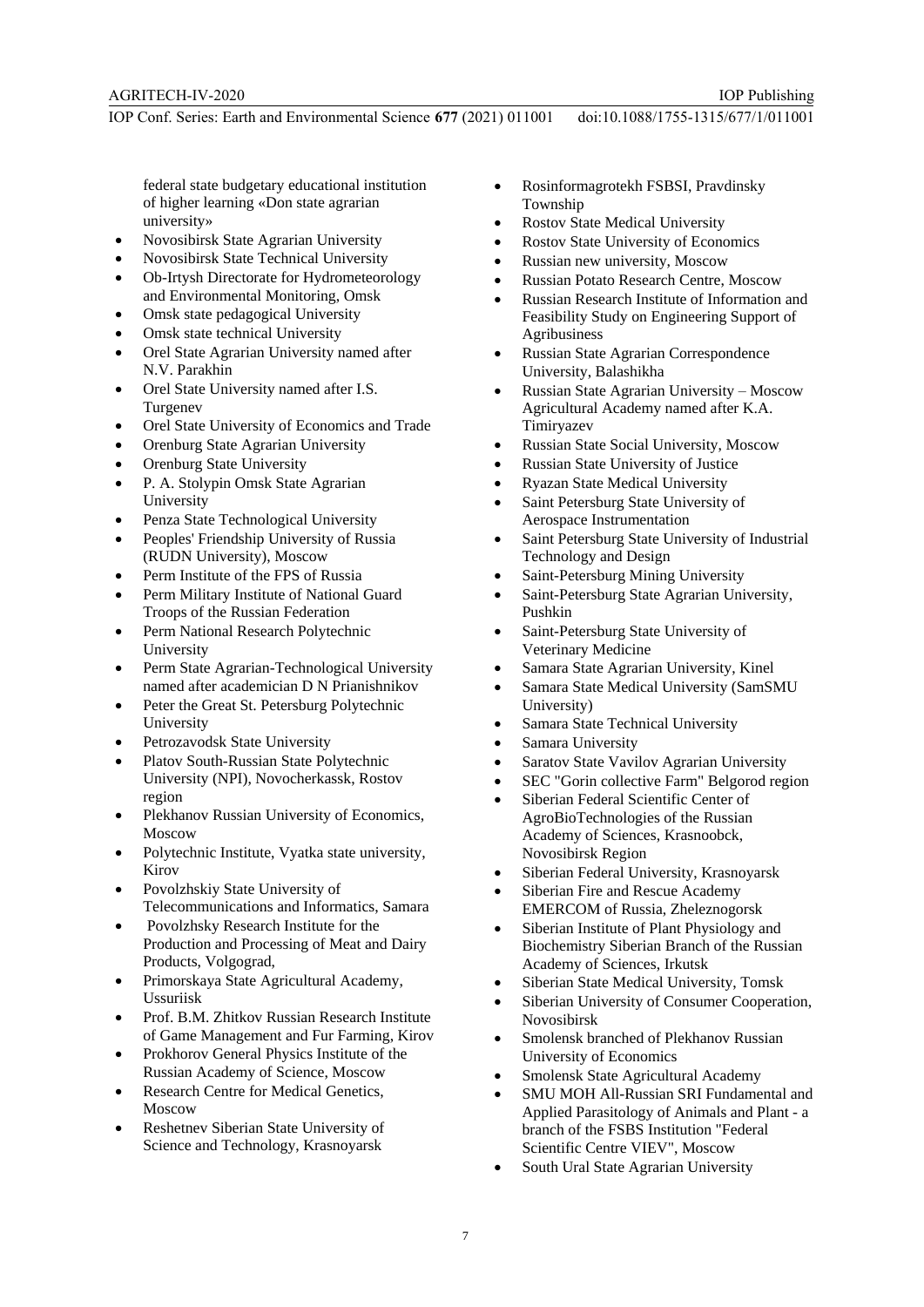federal state budgetary educational institution of higher learning «Don state agrarian university»

- Novosibirsk State Agrarian University
- Novosibirsk State Technical University
- Ob-Irtysh Directorate for Hydrometeorology and Environmental Monitoring, Omsk
- Omsk state pedagogical University
- Omsk state technical University
- Orel State Agrarian University named after N.V. Parakhin
- Orel State University named after I.S. Turgenev
- Orel State University of Economics and Trade
- Orenburg State Agrarian University
- Orenburg State University
- P. A. Stolypin Omsk State Agrarian University
- Penza State Technological University
- Peoples' Friendship University of Russia (RUDN University), Moscow
- Perm Institute of the FPS of Russia
- Perm Military Institute of National Guard Troops of the Russian Federation
- Perm National Research Polytechnic University
- Perm State Agrarian-Technological University named after academician D N Prianishnikov
- Peter the Great St. Petersburg Polytechnic University
- Petrozavodsk State University
- Platov South-Russian State Polytechnic University (NPI), Novocherkassk, Rostov region
- Plekhanov Russian University of Economics, Moscow
- Polytechnic Institute, Vyatka state university, Kirov
- Povolzhskiy State University of Telecommunications and Informatics, Samara
- Povolzhsky Research Institute for the Production and Processing of Meat and Dairy Products, Volgograd,
- Primorskaya State Agricultural Academy, Ussuriisk
- Prof. B.M. Zhitkov Russian Research Institute of Game Management and Fur Farming, Kirov
- Prokhorov General Physics Institute of the Russian Academy of Science, Moscow
- Research Centre for Medical Genetics, Moscow
- Reshetnev Siberian State University of Science and Technology, Krasnoyarsk
- Rosinformagrotekh FSBSI, Pravdinsky Township
- Rostov State Medical University
- Rostov State University of Economics
- Russian new university, Moscow
- Russian Potato Research Centre, Moscow
- Russian Research Institute of Information and Feasibility Study on Engineering Support of Agribusiness
- Russian State Agrarian Correspondence University, Balashikha
- Russian State Agrarian University – Moscow Agricultural Academy named after K.A. Timiryazev
- Russian State Social University, Moscow
- Russian State University of Justice
- Ryazan State Medical University
- Saint Petersburg State University of Aerospace Instrumentation
- Saint Petersburg State University of Industrial Technology and Design
- Saint-Petersburg Mining University
- Saint-Petersburg State Agrarian University, Pushkin
- Saint-Petersburg State University of Veterinary Medicine
- Samara State Agrarian University, Kinel
- Samara State Medical University (SamSMU University)
- Samara State Technical University
- Samara University
- Saratov State Vavilov Agrarian University
- SEC "Gorin collective Farm" Belgorod region
- Siberian Federal Scientific Center of AgroBioTechnologies of the Russian Academy of Sciences, Krasnoobck, Novosibirsk Region
- Siberian Federal University, Krasnoyarsk
- Siberian Fire and Rescue Academy EMERCOM of Russia, Zheleznogorsk
- Siberian Institute of Plant Physiology and Biochemistry Siberian Branch of the Russian Academy of Sciences, Irkutsk
- Siberian State Medical University, Tomsk
- Siberian University of Consumer Cooperation, Novosibirsk
- Smolensk branched of Plekhanov Russian University of Economics
- Smolensk State Agricultural Academy
- SMU MOH All-Russian SRI Fundamental and Applied Parasitology of Animals and Plant - a branch of the FSBS Institution "Federal Scientific Centre VIEV", Moscow
- South Ural State Agrarian University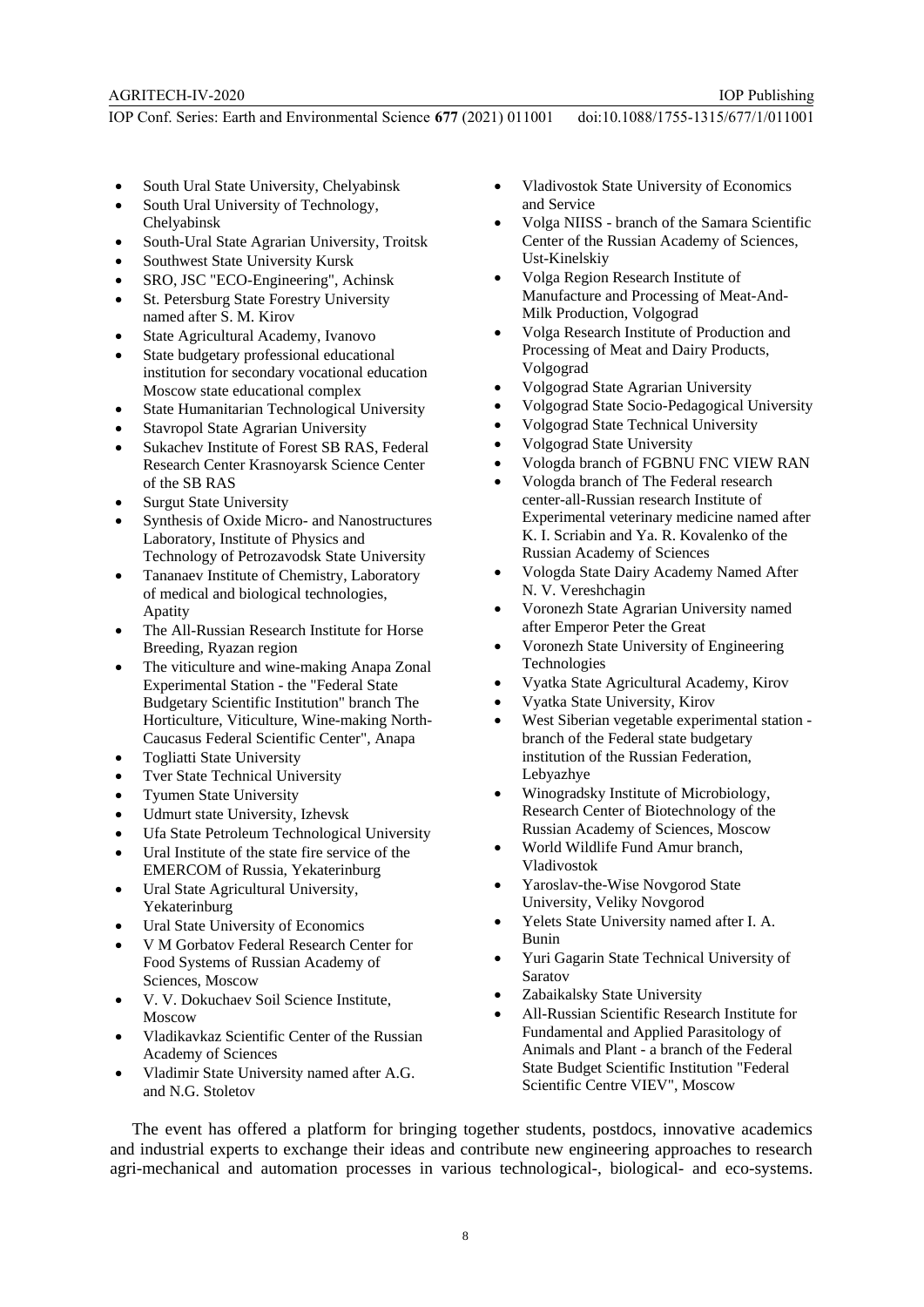- South Ural State University, Chelyabinsk
- South Ural University of Technology, Chelyabinsk
- South-Ural State Agrarian University, Troitsk
- Southwest State University Kursk
- SRO, JSC "ECO-Engineering", Achinsk
- St. Petersburg State Forestry University named after S. M. Kirov
- State Agricultural Academy, Ivanovo
- State budgetary professional educational institution for secondary vocational education Moscow state educational complex
- State Humanitarian Technological University
- Stavropol State Agrarian University
- Sukachev Institute of Forest SB RAS, Federal Research Center Krasnoyarsk Science Center of the SB RAS
- Surgut State University
- Synthesis of Oxide Micro- and Nanostructures Laboratory, Institute of Physics and Technology of Petrozavodsk State University
- Tananaev Institute of Chemistry, Laboratory of medical and biological technologies, Apatity
- The All-Russian Research Institute for Horse Breeding, Ryazan region
- The viticulture and wine-making Anapa Zonal Experimental Station - the "Federal State Budgetary Scientific Institution" branch The Horticulture, Viticulture, Wine-making North-Caucasus Federal Scientific Center", Anapa
- Togliatti State University
- Tver State Technical University
- Tyumen State University
- Udmurt state University, Izhevsk
- Ufa State Petroleum Technological University
- Ural Institute of the state fire service of the EMERCOM of Russia, Yekaterinburg
- Ural State Agricultural University, Yekaterinburg
- Ural State University of Economics
- V M Gorbatov Federal Research Center for Food Systems of Russian Academy of Sciences, Moscow
- V. V. Dokuchaev Soil Science Institute, Moscow
- Vladikavkaz Scientific Center of the Russian Academy of Sciences
- Vladimir State University named after A.G. and N.G. Stoletov
- Vladivostok State University of Economics and Service
- Volga NIISS - branch of the Samara Scientific Center of the Russian Academy of Sciences, Ust-Kinelskiy
- Volga Region Research Institute of Manufacture and Processing of Meat-And-Milk Production, Volgograd
- Volga Research Institute of Production and Processing of Meat and Dairy Products, Volgograd
- Volgograd State Agrarian University
- Volgograd State Socio-Pedagogical University
- Volgograd State Technical University
- Volgograd State University
- Vologda branch of FGBNU FNC VIEW RAN
- Vologda branch of The Federal research center-all-Russian research Institute of Experimental veterinary medicine named after K. I. Scriabin and Ya. R. Kovalenko of the Russian Academy of Sciences
- Vologda State Dairy Academy Named After N. V. Vereshchagin
- Voronezh State Agrarian University named after Emperor Peter the Great
- Voronezh State University of Engineering Technologies
- Vyatka State Agricultural Academy, Kirov
- Vyatka State University, Kirov
- West Siberian vegetable experimental station - branch of the Federal state budgetary institution of the Russian Federation, Lebyazhye
- Winogradsky Institute of Microbiology, Research Center of Biotechnology of the Russian Academy of Sciences, Moscow
- World Wildlife Fund Amur branch, Vladivostok
- Yaroslav-the-Wise Novgorod State University, Veliky Novgorod
- Yelets State University named after I. A. Bunin
- Yuri Gagarin State Technical University of Saratov
- Zabaikalsky State University
- All-Russian Scientific Research Institute for Fundamental and Applied Parasitology of Animals and Plant - a branch of the Federal State Budget Scientific Institution "Federal Scientific Centre VIEV", Moscow

The event has offered a platform for bringing together students, postdocs, innovative academics and industrial experts to exchange their ideas and contribute new engineering approaches to research agri-mechanical and automation processes in various technological-, biological- and eco-systems.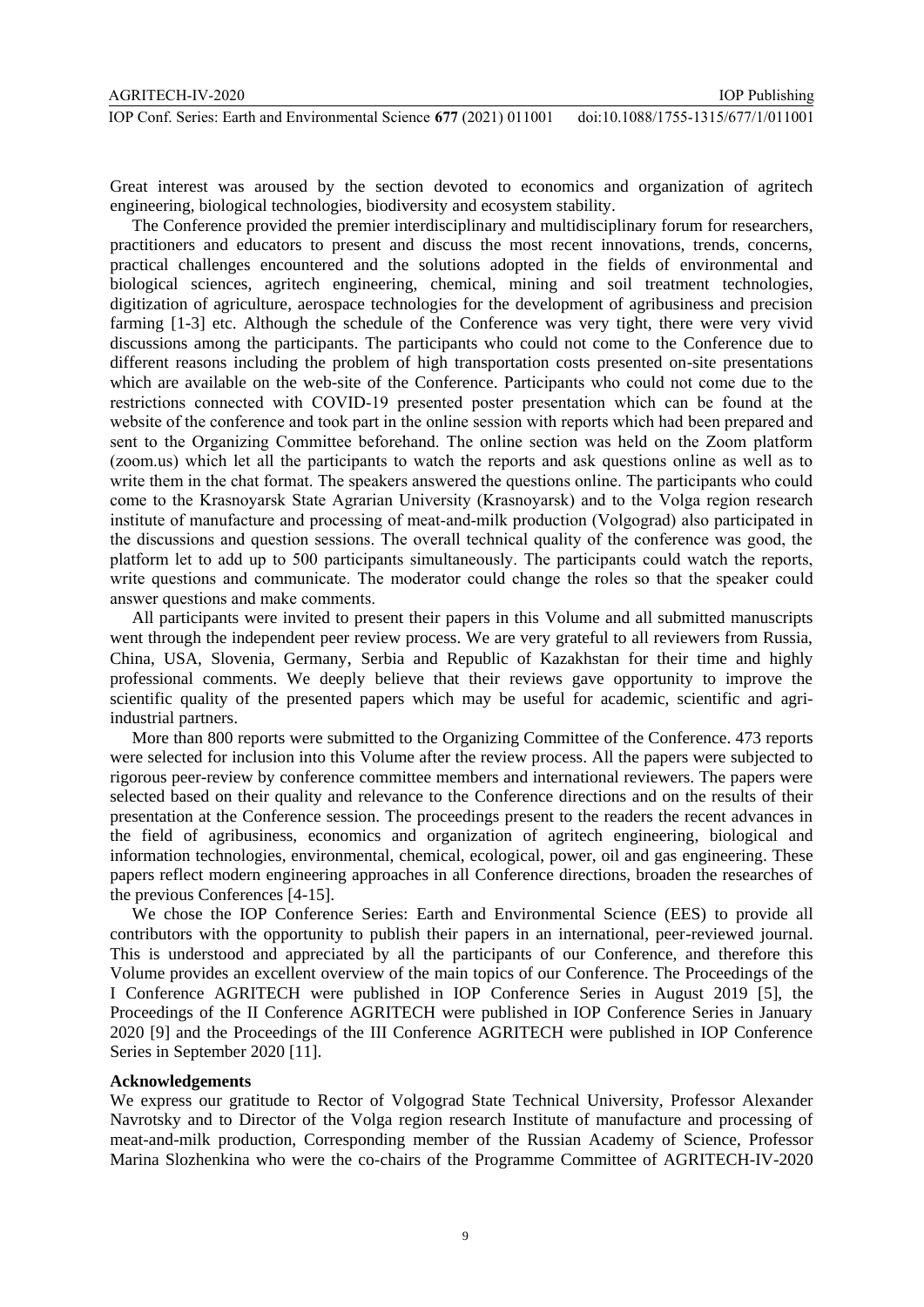Great interest was aroused by the section devoted to economics and organization of agritech engineering, biological technologies, biodiversity and ecosystem stability.

The Conference provided the premier interdisciplinary and multidisciplinary forum for researchers, practitioners and educators to present and discuss the most recent innovations, trends, concerns, practical challenges encountered and the solutions adopted in the fields of environmental and biological sciences, agritech engineering, chemical, mining and soil treatment technologies, digitization of agriculture, aerospace technologies for the development of agribusiness and precision farming [1-3] etc. Although the schedule of the Conference was very tight, there were very vivid discussions among the participants. The participants who could not come to the Conference due to different reasons including the problem of high transportation costs presented on-site presentations which are available on the web-site of the Conference. Participants who could not come due to the restrictions connected with COVID-19 presented poster presentation which can be found at the website of the conference and took part in the online session with reports which had been prepared and sent to the Organizing Committee beforehand. The online section was held on the Zoom platform (zoom.us) which let all the participants to watch the reports and ask questions online as well as to write them in the chat format. The speakers answered the questions online. The participants who could come to the Krasnoyarsk State Agrarian University (Krasnoyarsk) and to the Volga region research institute of manufacture and processing of meat-and-milk production (Volgograd) also participated in the discussions and question sessions. The overall technical quality of the conference was good, the platform let to add up to 500 participants simultaneously. The participants could watch the reports, write questions and communicate. The moderator could change the roles so that the speaker could answer questions and make comments.

All participants were invited to present their papers in this Volume and all submitted manuscripts went through the independent peer review process. We are very grateful to all reviewers from Russia, China, USA, Slovenia, Germany, Serbia and Republic of Kazakhstan for their time and highly professional comments. We deeply believe that their reviews gave opportunity to improve the scientific quality of the presented papers which may be useful for academic, scientific and agri-industrial partners.

More than 800 reports were submitted to the Organizing Committee of the Conference. 473 reports were selected for inclusion into this Volume after the review process. All the papers were subjected to rigorous peer-review by conference committee members and international reviewers. The papers were selected based on their quality and relevance to the Conference directions and on the results of their presentation at the Conference session. The proceedings present to the readers the recent advances in the field of agribusiness, economics and organization of agritech engineering, biological and information technologies, environmental, chemical, ecological, power, oil and gas engineering. These papers reflect modern engineering approaches in all Conference directions, broaden the researches of the previous Conferences [4-15].

We chose the IOP Conference Series: Earth and Environmental Science (EES) to provide all contributors with the opportunity to publish their papers in an international, peer-reviewed journal. This is understood and appreciated by all the participants of our Conference, and therefore this Volume provides an excellent overview of the main topics of our Conference. The Proceedings of the I Conference AGRITECH were published in IOP Conference Series in August 2019 [5], the Proceedings of the II Conference AGRITECH were published in IOP Conference Series in January 2020 [9] and the Proceedings of the III Conference AGRITECH were published in IOP Conference Series in September 2020 [11].

## Acknowledgements

We express our gratitude to Rector of Volgograd State Technical University, Professor Alexander Navrotsky and to Director of the Volga region research Institute of manufacture and processing of meat-and-milk production, Corresponding member of the Russian Academy of Science, Professor Marina Slozhenkina who were the co-chairs of the Programme Committee of AGRITECH-IV-2020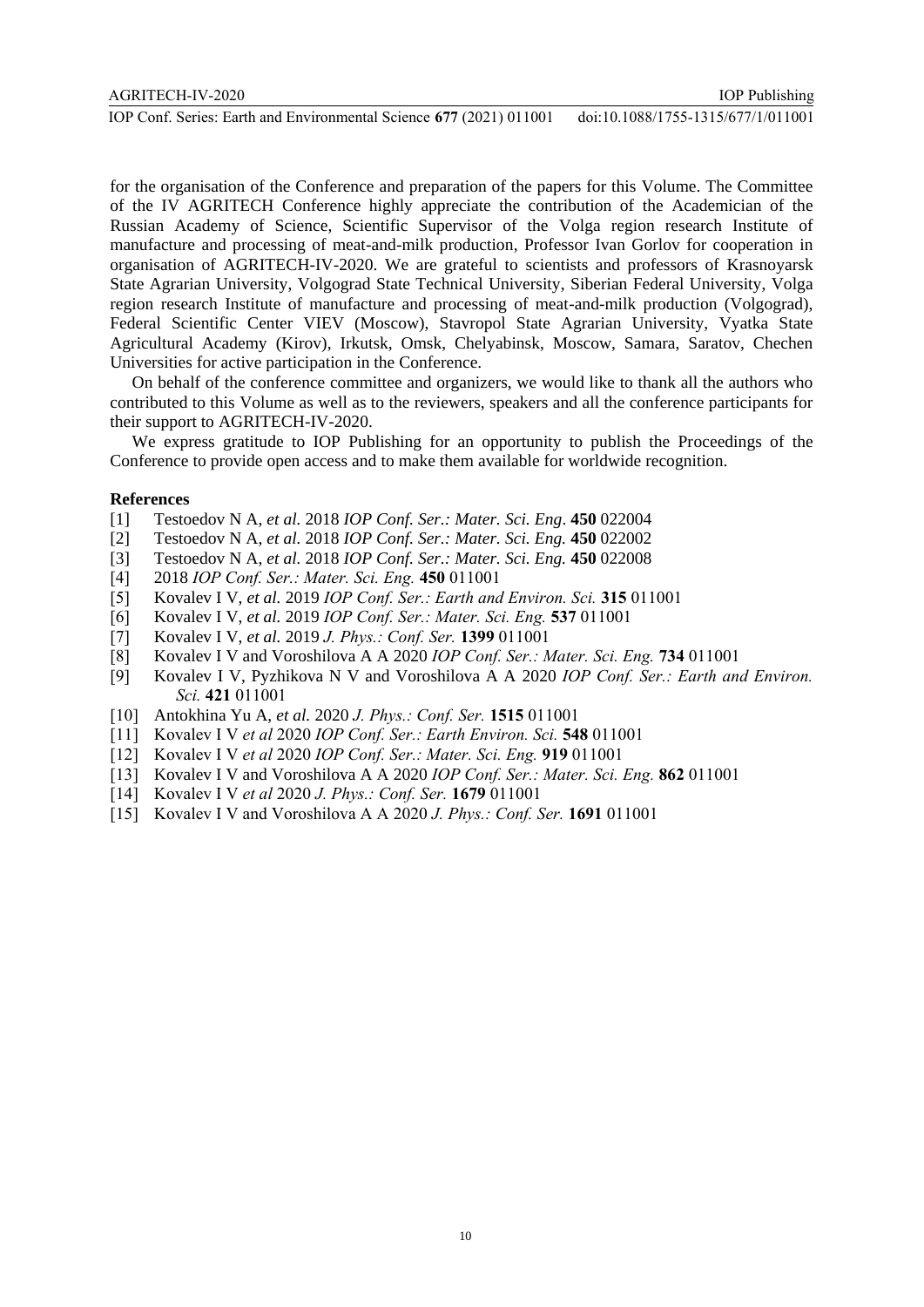for the organisation of the Conference and preparation of the papers for this Volume. The Committee of the IV AGRITECH Conference highly appreciate the contribution of the Academician of the Russian Academy of Science, Scientific Supervisor of the Volga region research Institute of manufacture and processing of meat-and-milk production, Professor Ivan Gorlov for cooperation in organisation of AGRITECH-IV-2020. We are grateful to scientists and professors of Krasnoyarsk State Agrarian University, Volgograd State Technical University, Siberian Federal University, Volga region research Institute of manufacture and processing of meat-and-milk production (Volgograd), Federal Scientific Center VIEV (Moscow), Stavropol State Agrarian University, Vyatka State Agricultural Academy (Kirov), Irkutsk, Omsk, Chelyabinsk, Moscow, Samara, Saratov, Chechen Universities for active participation in the Conference.

On behalf of the conference committee and organizers, we would like to thank all the authors who contributed to this Volume as well as to the reviewers, speakers and all the conference participants for their support to AGRITECH-IV-2020.

We express gratitude to IOP Publishing for an opportunity to publish the Proceedings of the Conference to provide open access and to make them available for worldwide recognition.

## References

[1] Testoedov N A, *et al.* 2018 *IOP Conf. Ser.: Mater. Sci. Eng*. **450** 022004

[2] Testoedov N A, *et al.* 2018 *IOP Conf. Ser.: Mater. Sci. Eng.* **450** 022002

[3] Testoedov N A, *et al.* 2018 *IOP Conf. Ser.: Mater. Sci. Eng.* **450** 022008

[4] 2018 *IOP Conf. Ser.: Mater. Sci. Eng.* **450** 011001

[5] Kovalev I V, *et al.* 2019 *IOP Conf. Ser.: Earth and Environ. Sci.* **315** 011001

[6] Kovalev I V, *et al.* 2019 *IOP Conf. Ser.: Mater. Sci. Eng.* **537** 011001

[7] Kovalev I V, *et al.* 2019 *J. Phys.: Conf. Ser.* **1399** 011001

[8] Kovalev I V and Voroshilova A A 2020 *IOP Conf. Ser.: Mater. Sci. Eng.* **734** 011001

[9] Kovalev I V, Pyzhikova N V and Voroshilova A A 2020 *IOP Conf. Ser.: Earth and Environ. Sci.* **421** 011001

[10] Antokhina Yu A, *et al.* 2020 *J. Phys.: Conf. Ser.* **1515** 011001

[11] Kovalev I V *et al* 2020 *IOP Conf. Ser.: Earth Environ. Sci.* **548** 011001

[12] Kovalev I V *et al* 2020 *IOP Conf. Ser.: Mater. Sci. Eng.* **919** 011001

[13] Kovalev I V and Voroshilova A A 2020 *IOP Conf. Ser.: Mater. Sci. Eng.* **862** 011001

[14] Kovalev I V *et al* 2020 *J. Phys.: Conf. Ser.* **1679** 011001

[15] Kovalev I V and Voroshilova A A 2020 *J. Phys.: Conf. Ser.* **1691** 011001